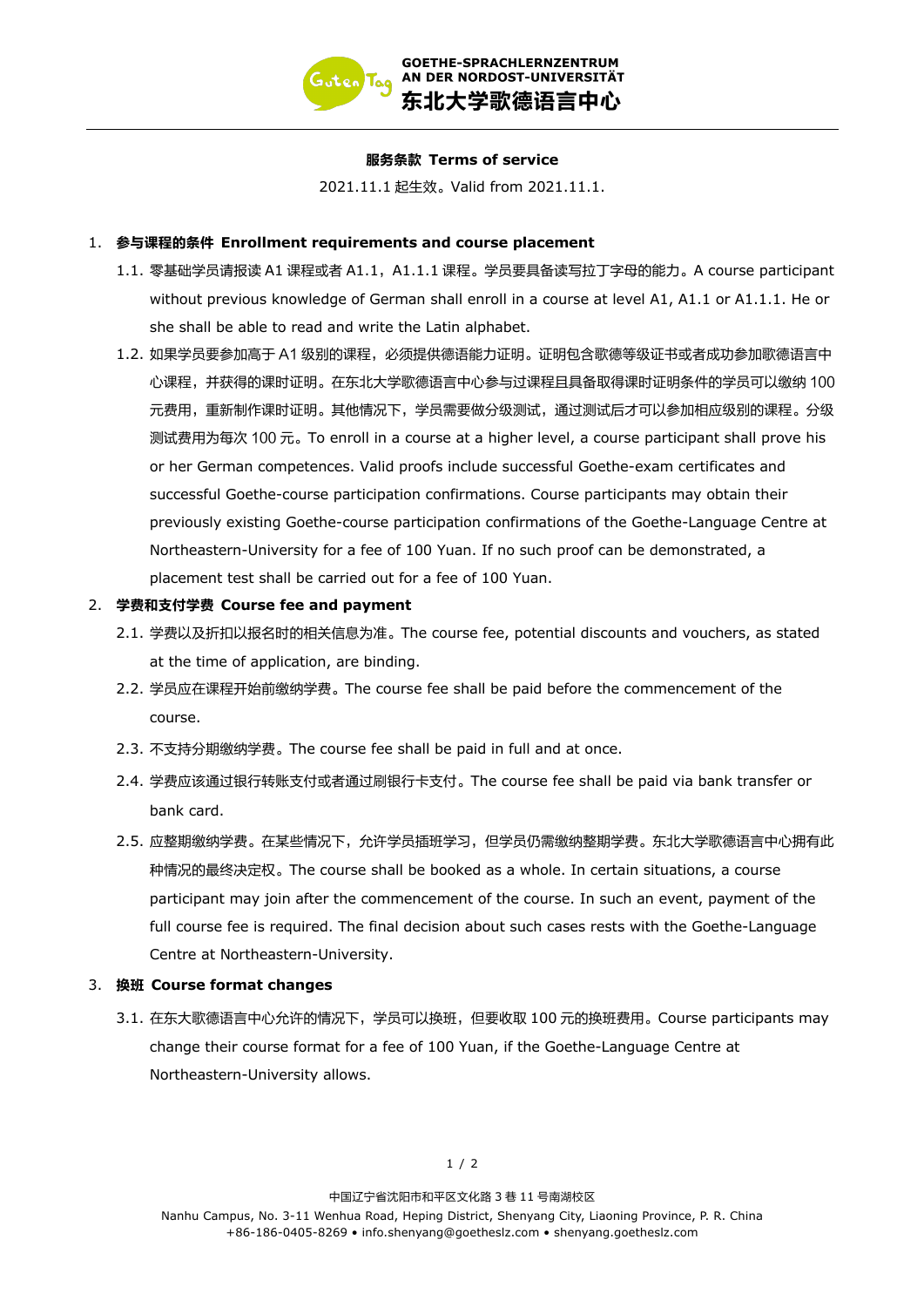GOETHE-SPRACHLERNZENTRUM
AN DER NORDOST-UNIVERSITÄT
东北大学歌德语言中心

# 服务条款 Terms of service

2021.11.1 起生效。Valid from 2021.11.1.

1. **参与课程的条件 Enrollment requirements and course placement**
   1.1. 零基础学员请报读 A1 课程或者 A1.1，A1.1.1 课程。学员要具备读写拉丁字母的能力。A course participant without previous knowledge of German shall enroll in a course at level A1, A1.1 or A1.1.1. He or she shall be able to read and write the Latin alphabet.
   1.2. 如果学员要参加高于 A1 级别的课程，必须提供德语能力证明。证明包含歌德等级证书或者成功参加歌德语言中心课程，并获得的课时证明。在东北大学歌德语言中心参与过课程且具备取得课时证明条件的学员可以缴纳 100 元费用，重新制作课时证明。其他情况下，学员需要做分级测试，通过测试后才可以参加相应级别的课程。分级测试费用为每次 100 元。To enroll in a course at a higher level, a course participant shall prove his or her German competences. Valid proofs include successful Goethe-exam certificates and successful Goethe-course participation confirmations. Course participants may obtain their previously existing Goethe-course participation confirmations of the Goethe-Language Centre at Northeastern-University for a fee of 100 Yuan. If no such proof can be demonstrated, a placement test shall be carried out for a fee of 100 Yuan.
2. **学费和支付学费 Course fee and payment**
   2.1. 学费以及折扣以报名时的相关信息为准。The course fee, potential discounts and vouchers, as stated at the time of application, are binding.
   2.2. 学员应在课程开始前缴纳学费。The course fee shall be paid before the commencement of the course.
   2.3. 不支持分期缴纳学费。The course fee shall be paid in full and at once.
   2.4. 学费应该通过银行转账支付或者通过刷银行卡支付。The course fee shall be paid via bank transfer or bank card.
   2.5. 应整期缴纳学费。在某些情况下，允许学员插班学习，但学员仍需缴纳整期学费。东北大学歌德语言中心拥有此种情况的最终决定权。The course shall be booked as a whole. In certain situations, a course participant may join after the commencement of the course. In such an event, payment of the full course fee is required. The final decision about such cases rests with the Goethe-Language Centre at Northeastern-University.
3. **换班 Course format changes**
   3.1. 在东大歌德语言中心允许的情况下，学员可以换班，但要收取 100 元的换班费用。Course participants may change their course format for a fee of 100 Yuan, if the Goethe-Language Centre at Northeastern-University allows.

中国辽宁省沈阳市和平区文化路 3 巷 11 号南湖校区
Nanhu Campus, No. 3-11 Wenhua Road, Heping District, Shenyang City, Liaoning Province, P. R. China
+86-186-0405-8269 • info.shenyang@goetheslz.com • shenyang.goetheslz.com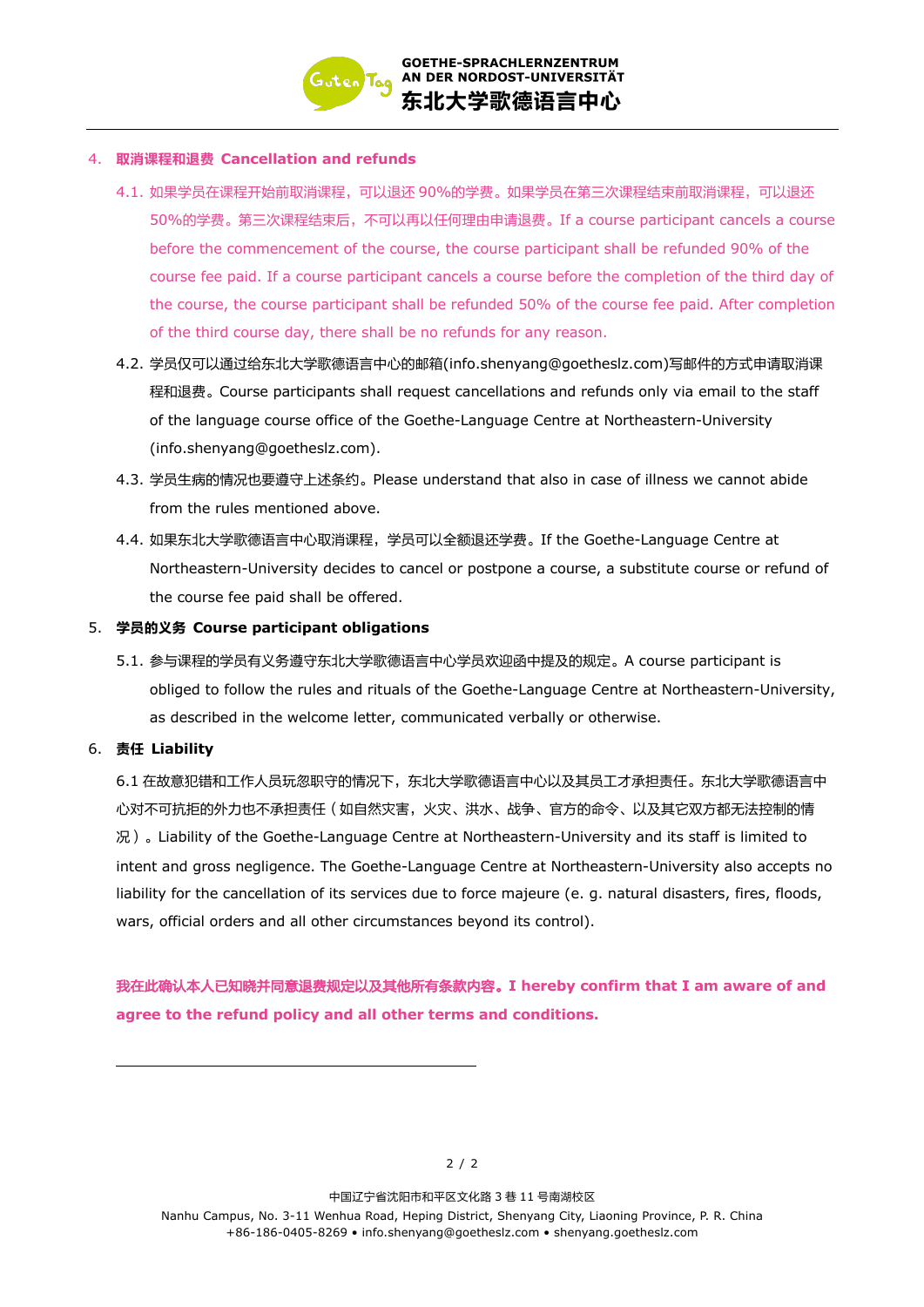## 4. 取消课程和退费 Cancellation and refunds

4.1. 如果学员在课程开始前取消课程，可以退还 90%的学费。如果学员在第三次课程结束前取消课程，可以退还 50%的学费。第三次课程结束后，不可以再以任何理由申请退费。If a course participant cancels a course before the commencement of the course, the course participant shall be refunded 90% of the course fee paid. If a course participant cancels a course before the completion of the third day of the course, the course participant shall be refunded 50% of the course fee paid. After completion of the third course day, there shall be no refunds for any reason.

4.2. 学员仅可以通过给东北大学歌德语言中心的邮箱(info.shenyang@goetheslz.com)写邮件的方式申请取消课程和退费。Course participants shall request cancellations and refunds only via email to the staff of the language course office of the Goethe-Language Centre at Northeastern-University (info.shenyang@goetheslz.com).

4.3. 学员生病的情况也要遵守上述条约。Please understand that also in case of illness we cannot abide from the rules mentioned above.

4.4. 如果东北大学歌德语言中心取消课程，学员可以全额退还学费。If the Goethe-Language Centre at Northeastern-University decides to cancel or postpone a course, a substitute course or refund of the course fee paid shall be offered.

## 5. 学员的义务 Course participant obligations

5.1. 参与课程的学员有义务遵守东北大学歌德语言中心学员欢迎函中提及的规定。A course participant is obliged to follow the rules and rituals of the Goethe-Language Centre at Northeastern-University, as described in the welcome letter, communicated verbally or otherwise.

## 6. 责任 Liability

6.1 在故意犯错和工作人员玩忽职守的情况下，东北大学歌德语言中心以及其员工才承担责任。东北大学歌德语言中心对不可抗拒的外力也不承担责任（如自然灾害，火灾、洪水、战争、官方的命令、以及其它双方都无法控制的情况）。Liability of the Goethe-Language Centre at Northeastern-University and its staff is limited to intent and gross negligence. The Goethe-Language Centre at Northeastern-University also accepts no liability for the cancellation of its services due to force majeure (e. g. natural disasters, fires, floods, wars, official orders and all other circumstances beyond its control).

**我在此确认本人已知晓并同意退费规定以及其他所有条款内容。I hereby confirm that I am aware of and agree to the refund policy and all other terms and conditions.**

\_\_\_\_\_\_\_\_\_\_\_\_\_\_\_\_\_\_\_\_\_\_\_\_\_\_\_\_\_\_\_\_\_\_\_\_\_\_\_\_